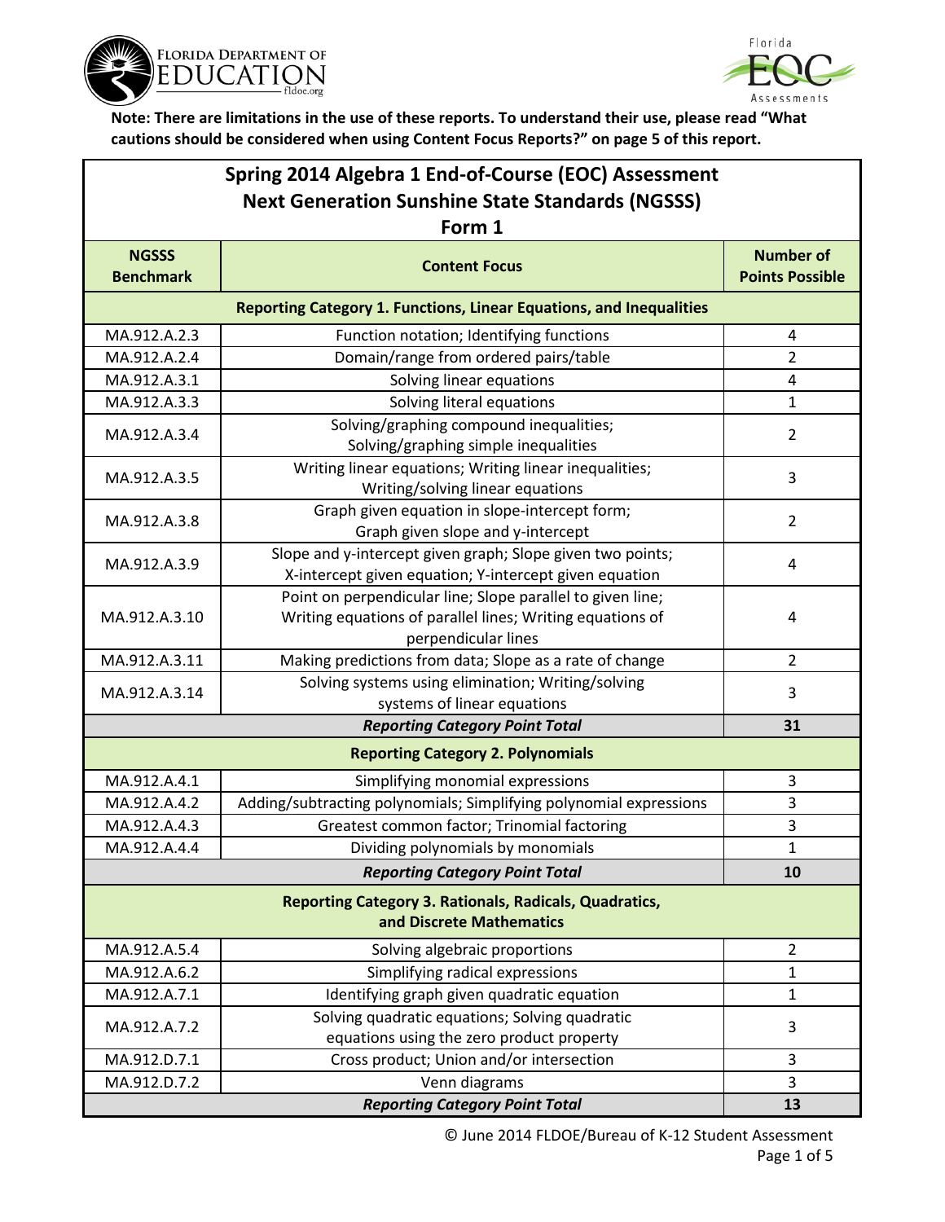**Note: There are limitations in the use of these reports. To understand their use, please read "What cautions should be considered when using Content Focus Reports?" on page 5 of this report.**

## Spring 2014 Algebra 1 End-of-Course (EOC) Assessment
## Next Generation Sunshine State Standards (NGSSS)
## Form 1

| NGSSS Benchmark | Content Focus | Number of Points Possible |
|---|---|---|
| **Reporting Category 1. Functions, Linear Equations, and Inequalities** | | |
| MA.912.A.2.3 | Function notation; Identifying functions | 4 |
| MA.912.A.2.4 | Domain/range from ordered pairs/table | 2 |
| MA.912.A.3.1 | Solving linear equations | 4 |
| MA.912.A.3.3 | Solving literal equations | 1 |
| MA.912.A.3.4 | Solving/graphing compound inequalities; Solving/graphing simple inequalities | 2 |
| MA.912.A.3.5 | Writing linear equations; Writing linear inequalities; Writing/solving linear equations | 3 |
| MA.912.A.3.8 | Graph given equation in slope-intercept form; Graph given slope and y-intercept | 2 |
| MA.912.A.3.9 | Slope and y-intercept given graph; Slope given two points; X-intercept given equation; Y-intercept given equation | 4 |
| MA.912.A.3.10 | Point on perpendicular line; Slope parallel to given line; Writing equations of parallel lines; Writing equations of perpendicular lines | 4 |
| MA.912.A.3.11 | Making predictions from data; Slope as a rate of change | 2 |
| MA.912.A.3.14 | Solving systems using elimination; Writing/solving systems of linear equations | 3 |
| | ***Reporting Category Point Total*** | **31** |
| **Reporting Category 2. Polynomials** | | |
| MA.912.A.4.1 | Simplifying monomial expressions | 3 |
| MA.912.A.4.2 | Adding/subtracting polynomials; Simplifying polynomial expressions | 3 |
| MA.912.A.4.3 | Greatest common factor; Trinomial factoring | 3 |
| MA.912.A.4.4 | Dividing polynomials by monomials | 1 |
| | ***Reporting Category Point Total*** | **10** |
| **Reporting Category 3. Rationals, Radicals, Quadratics, and Discrete Mathematics** | | |
| MA.912.A.5.4 | Solving algebraic proportions | 2 |
| MA.912.A.6.2 | Simplifying radical expressions | 1 |
| MA.912.A.7.1 | Identifying graph given quadratic equation | 1 |
| MA.912.A.7.2 | Solving quadratic equations; Solving quadratic equations using the zero product property | 3 |
| MA.912.D.7.1 | Cross product; Union and/or intersection | 3 |
| MA.912.D.7.2 | Venn diagrams | 3 |
| | ***Reporting Category Point Total*** | **13** |

© June 2014 FLDOE/Bureau of K-12 Student Assessment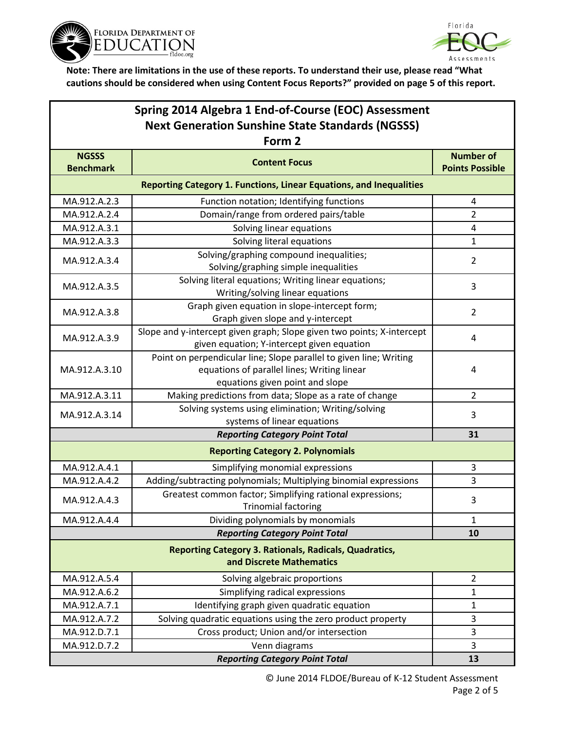**Note: There are limitations in the use of these reports. To understand their use, please read "What cautions should be considered when using Content Focus Reports?" provided on page 5 of this report.**

## Spring 2014 Algebra 1 End-of-Course (EOC) Assessment
## Next Generation Sunshine State Standards (NGSSS)
## Form 2

| NGSSS Benchmark | Content Focus | Number of Points Possible |
|---|---|---|
| **Reporting Category 1. Functions, Linear Equations, and Inequalities** | | |
| MA.912.A.2.3 | Function notation; Identifying functions | 4 |
| MA.912.A.2.4 | Domain/range from ordered pairs/table | 2 |
| MA.912.A.3.1 | Solving linear equations | 4 |
| MA.912.A.3.3 | Solving literal equations | 1 |
| MA.912.A.3.4 | Solving/graphing compound inequalities; Solving/graphing simple inequalities | 2 |
| MA.912.A.3.5 | Solving literal equations; Writing linear equations; Writing/solving linear equations | 3 |
| MA.912.A.3.8 | Graph given equation in slope-intercept form; Graph given slope and y-intercept | 2 |
| MA.912.A.3.9 | Slope and y-intercept given graph; Slope given two points; X-intercept given equation; Y-intercept given equation | 4 |
| MA.912.A.3.10 | Point on perpendicular line; Slope parallel to given line; Writing equations of parallel lines; Writing linear equations given point and slope | 4 |
| MA.912.A.3.11 | Making predictions from data; Slope as a rate of change | 2 |
| MA.912.A.3.14 | Solving systems using elimination; Writing/solving systems of linear equations | 3 |
| | ***Reporting Category Point Total*** | **31** |
| **Reporting Category 2. Polynomials** | | |
| MA.912.A.4.1 | Simplifying monomial expressions | 3 |
| MA.912.A.4.2 | Adding/subtracting polynomials; Multiplying binomial expressions | 3 |
| MA.912.A.4.3 | Greatest common factor; Simplifying rational expressions; Trinomial factoring | 3 |
| MA.912.A.4.4 | Dividing polynomials by monomials | 1 |
| | ***Reporting Category Point Total*** | **10** |
| **Reporting Category 3. Rationals, Radicals, Quadratics, and Discrete Mathematics** | | |
| MA.912.A.5.4 | Solving algebraic proportions | 2 |
| MA.912.A.6.2 | Simplifying radical expressions | 1 |
| MA.912.A.7.1 | Identifying graph given quadratic equation | 1 |
| MA.912.A.7.2 | Solving quadratic equations using the zero product property | 3 |
| MA.912.D.7.1 | Cross product; Union and/or intersection | 3 |
| MA.912.D.7.2 | Venn diagrams | 3 |
| | ***Reporting Category Point Total*** | **13** |

© June 2014 FLDOE/Bureau of K-12 Student Assessment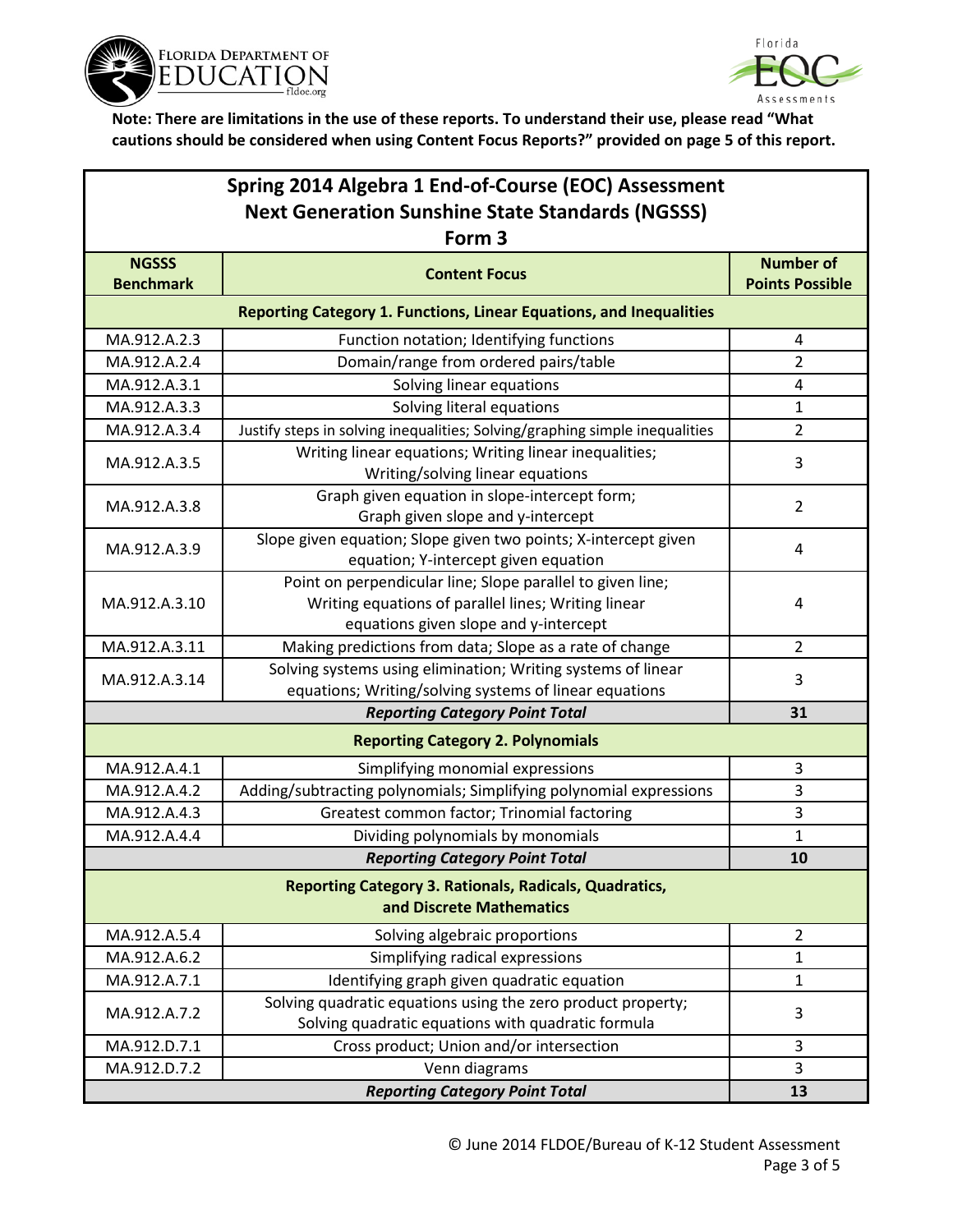**Note: There are limitations in the use of these reports. To understand their use, please read "What cautions should be considered when using Content Focus Reports?" provided on page 5 of this report.**

## Spring 2014 Algebra 1 End-of-Course (EOC) Assessment Next Generation Sunshine State Standards (NGSSS) Form 3

| NGSSS Benchmark | Content Focus | Number of Points Possible |
|---|---|---|
| **Reporting Category 1. Functions, Linear Equations, and Inequalities** | | |
| MA.912.A.2.3 | Function notation; Identifying functions | 4 |
| MA.912.A.2.4 | Domain/range from ordered pairs/table | 2 |
| MA.912.A.3.1 | Solving linear equations | 4 |
| MA.912.A.3.3 | Solving literal equations | 1 |
| MA.912.A.3.4 | Justify steps in solving inequalities; Solving/graphing simple inequalities | 2 |
| MA.912.A.3.5 | Writing linear equations; Writing linear inequalities; Writing/solving linear equations | 3 |
| MA.912.A.3.8 | Graph given equation in slope-intercept form; Graph given slope and y-intercept | 2 |
| MA.912.A.3.9 | Slope given equation; Slope given two points; X-intercept given equation; Y-intercept given equation | 4 |
| MA.912.A.3.10 | Point on perpendicular line; Slope parallel to given line; Writing equations of parallel lines; Writing linear equations given slope and y-intercept | 4 |
| MA.912.A.3.11 | Making predictions from data; Slope as a rate of change | 2 |
| MA.912.A.3.14 | Solving systems using elimination; Writing systems of linear equations; Writing/solving systems of linear equations | 3 |
| | ***Reporting Category Point Total*** | **31** |
| **Reporting Category 2. Polynomials** | | |
| MA.912.A.4.1 | Simplifying monomial expressions | 3 |
| MA.912.A.4.2 | Adding/subtracting polynomials; Simplifying polynomial expressions | 3 |
| MA.912.A.4.3 | Greatest common factor; Trinomial factoring | 3 |
| MA.912.A.4.4 | Dividing polynomials by monomials | 1 |
| | ***Reporting Category Point Total*** | **10** |
| **Reporting Category 3. Rationals, Radicals, Quadratics, and Discrete Mathematics** | | |
| MA.912.A.5.4 | Solving algebraic proportions | 2 |
| MA.912.A.6.2 | Simplifying radical expressions | 1 |
| MA.912.A.7.1 | Identifying graph given quadratic equation | 1 |
| MA.912.A.7.2 | Solving quadratic equations using the zero product property; Solving quadratic equations with quadratic formula | 3 |
| MA.912.D.7.1 | Cross product; Union and/or intersection | 3 |
| MA.912.D.7.2 | Venn diagrams | 3 |
| | ***Reporting Category Point Total*** | **13** |

© June 2014 FLDOE/Bureau of K-12 Student Assessment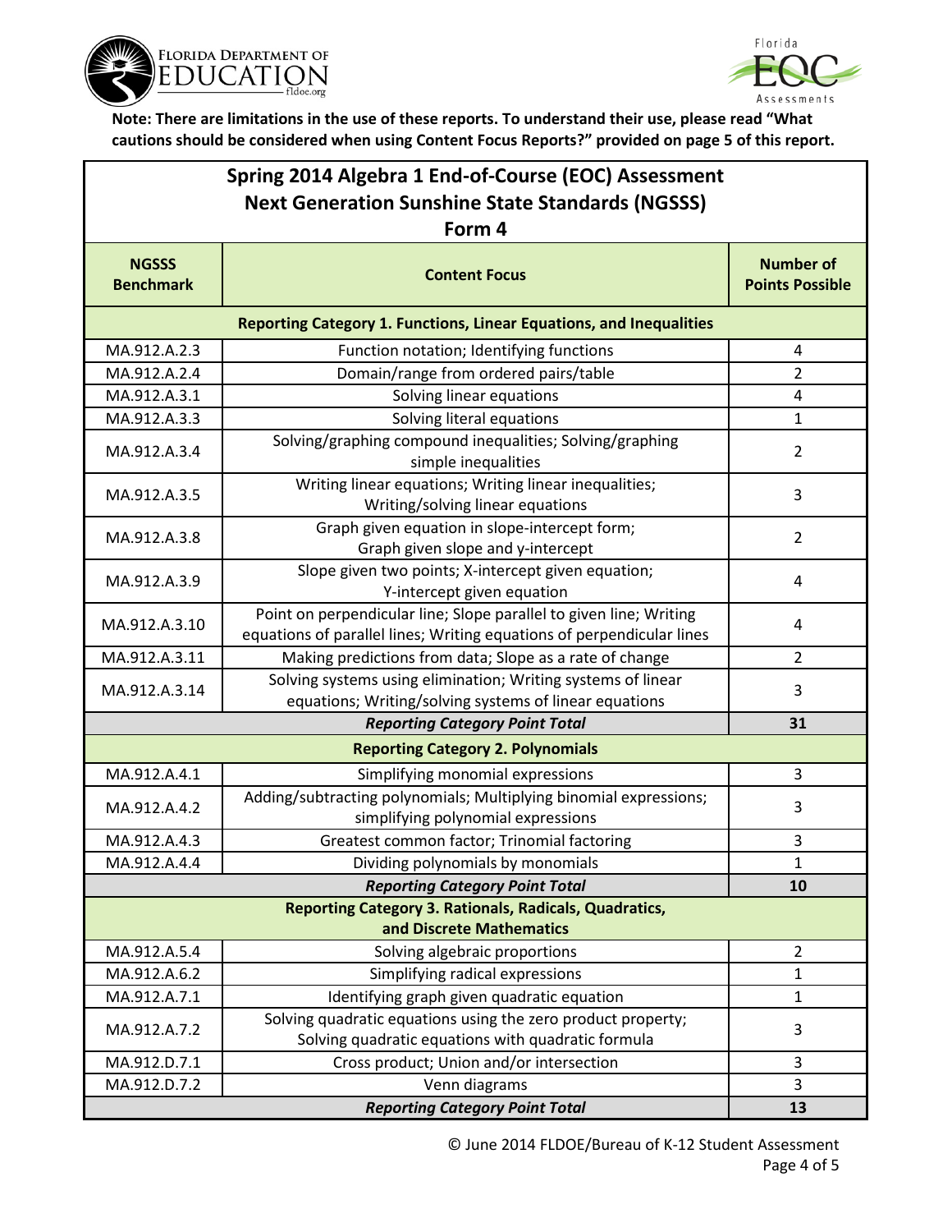**Note: There are limitations in the use of these reports. To understand their use, please read "What cautions should be considered when using Content Focus Reports?" provided on page 5 of this report.**

## Spring 2014 Algebra 1 End-of-Course (EOC) Assessment Next Generation Sunshine State Standards (NGSSS) Form 4

| NGSSS Benchmark | Content Focus | Number of Points Possible |
|---|---|---|
| **Reporting Category 1. Functions, Linear Equations, and Inequalities** | | |
| MA.912.A.2.3 | Function notation; Identifying functions | 4 |
| MA.912.A.2.4 | Domain/range from ordered pairs/table | 2 |
| MA.912.A.3.1 | Solving linear equations | 4 |
| MA.912.A.3.3 | Solving literal equations | 1 |
| MA.912.A.3.4 | Solving/graphing compound inequalities; Solving/graphing simple inequalities | 2 |
| MA.912.A.3.5 | Writing linear equations; Writing linear inequalities; Writing/solving linear equations | 3 |
| MA.912.A.3.8 | Graph given equation in slope-intercept form; Graph given slope and y-intercept | 2 |
| MA.912.A.3.9 | Slope given two points; X-intercept given equation; Y-intercept given equation | 4 |
| MA.912.A.3.10 | Point on perpendicular line; Slope parallel to given line; Writing equations of parallel lines; Writing equations of perpendicular lines | 4 |
| MA.912.A.3.11 | Making predictions from data; Slope as a rate of change | 2 |
| MA.912.A.3.14 | Solving systems using elimination; Writing systems of linear equations; Writing/solving systems of linear equations | 3 |
| | ***Reporting Category Point Total*** | **31** |
| **Reporting Category 2. Polynomials** | | |
| MA.912.A.4.1 | Simplifying monomial expressions | 3 |
| MA.912.A.4.2 | Adding/subtracting polynomials; Multiplying binomial expressions; simplifying polynomial expressions | 3 |
| MA.912.A.4.3 | Greatest common factor; Trinomial factoring | 3 |
| MA.912.A.4.4 | Dividing polynomials by monomials | 1 |
| | ***Reporting Category Point Total*** | **10** |
| **Reporting Category 3. Rationals, Radicals, Quadratics, and Discrete Mathematics** | | |
| MA.912.A.5.4 | Solving algebraic proportions | 2 |
| MA.912.A.6.2 | Simplifying radical expressions | 1 |
| MA.912.A.7.1 | Identifying graph given quadratic equation | 1 |
| MA.912.A.7.2 | Solving quadratic equations using the zero product property; Solving quadratic equations with quadratic formula | 3 |
| MA.912.D.7.1 | Cross product; Union and/or intersection | 3 |
| MA.912.D.7.2 | Venn diagrams | 3 |
| | ***Reporting Category Point Total*** | **13** |

© June 2014 FLDOE/Bureau of K-12 Student Assessment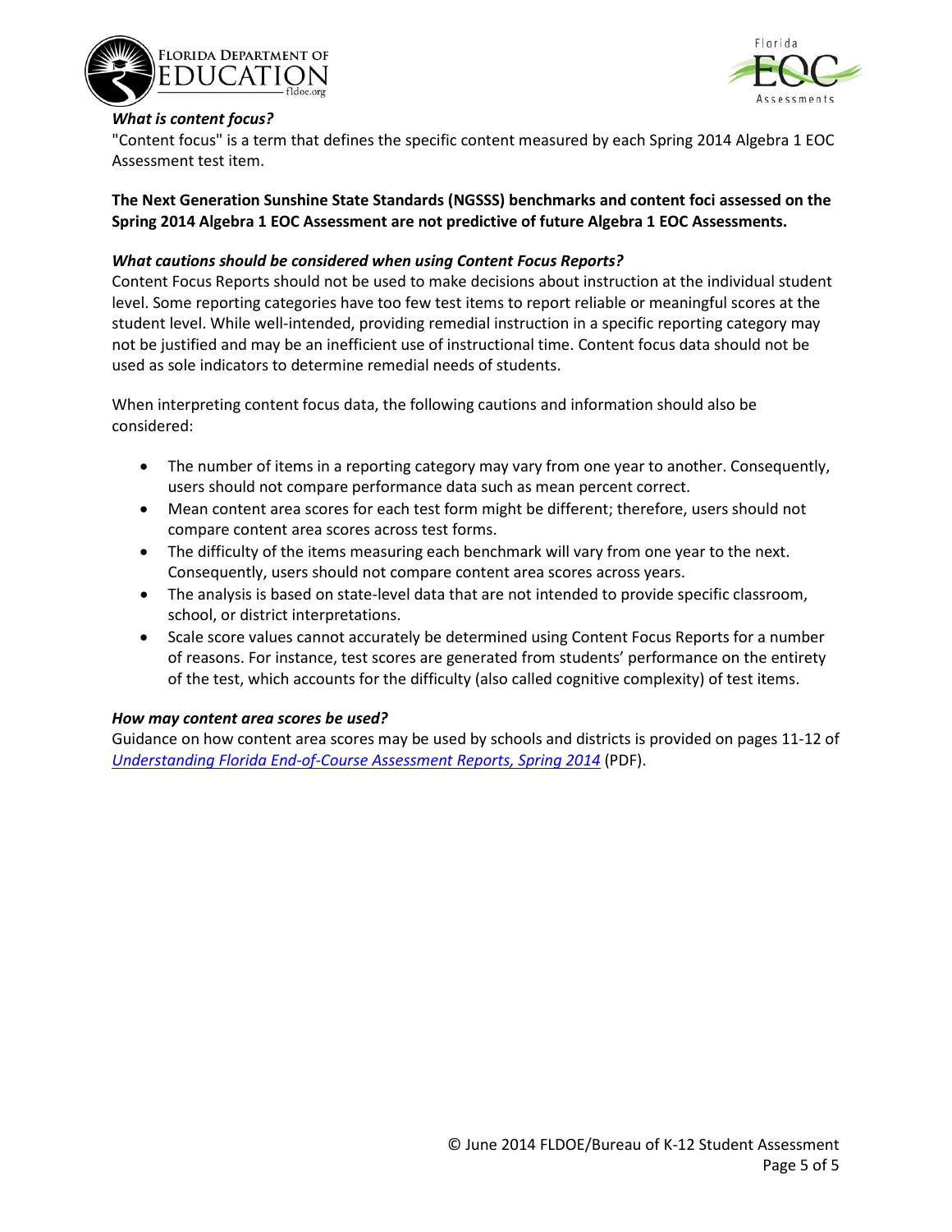### *What is content focus?*

"Content focus" is a term that defines the specific content measured by each Spring 2014 Algebra 1 EOC Assessment test item.

**The Next Generation Sunshine State Standards (NGSSS) benchmarks and content foci assessed on the Spring 2014 Algebra 1 EOC Assessment are not predictive of future Algebra 1 EOC Assessments.**

### *What cautions should be considered when using Content Focus Reports?*

Content Focus Reports should not be used to make decisions about instruction at the individual student level. Some reporting categories have too few test items to report reliable or meaningful scores at the student level. While well-intended, providing remedial instruction in a specific reporting category may not be justified and may be an inefficient use of instructional time. Content focus data should not be used as sole indicators to determine remedial needs of students.

When interpreting content focus data, the following cautions and information should also be considered:

- The number of items in a reporting category may vary from one year to another. Consequently, users should not compare performance data such as mean percent correct.
- Mean content area scores for each test form might be different; therefore, users should not compare content area scores across test forms.
- The difficulty of the items measuring each benchmark will vary from one year to the next. Consequently, users should not compare content area scores across years.
- The analysis is based on state-level data that are not intended to provide specific classroom, school, or district interpretations.
- Scale score values cannot accurately be determined using Content Focus Reports for a number of reasons. For instance, test scores are generated from students' performance on the entirety of the test, which accounts for the difficulty (also called cognitive complexity) of test items.

### *How may content area scores be used?*

Guidance on how content area scores may be used by schools and districts is provided on pages 11-12 of *Understanding Florida End-of-Course Assessment Reports, Spring 2014* (PDF).

© June 2014 FLDOE/Bureau of K-12 Student Assessment